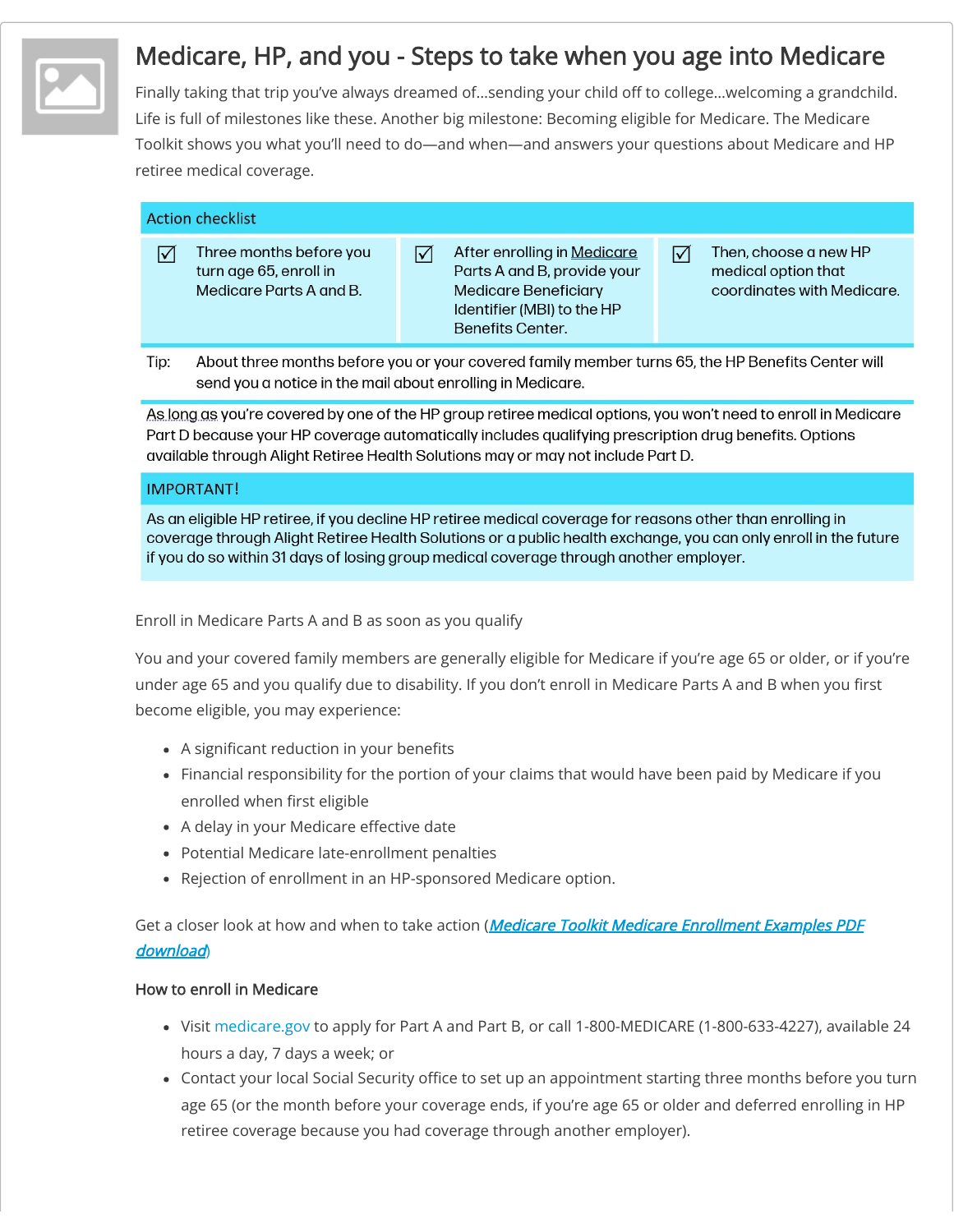# Medicare, HP, and you - Steps to take when you age into Medicare

Finally taking that trip you've always dreamed of...sending your child off to college...welcoming a grandchild. Life is full of milestones like these. Another big milestone: Becoming eligible for Medicare. The Medicare Toolkit shows you what you'll need to do—and when—and answers your questions about Medicare and HP retiree medical coverage.

| Action checklist | | | | | |
|---|---|---|---|---|---|
| ☑ | Three months before you turn age 65, enroll in Medicare Parts A and B. | ☑ | After enrolling in Medicare Parts A and B, provide your Medicare Beneficiary Identifier (MBI) to the HP Benefits Center. | ☑ | Then, choose a new HP medical option that coordinates with Medicare. |

Tip: About three months before you or your covered family member turns 65, the HP Benefits Center will send you a notice in the mail about enrolling in Medicare.

As long as you're covered by one of the HP group retiree medical options, you won't need to enroll in Medicare Part D because your HP coverage automatically includes qualifying prescription drug benefits. Options available through Alight Retiree Health Solutions may or may not include Part D.

**IMPORTANT!**

As an eligible HP retiree, if you decline HP retiree medical coverage for reasons other than enrolling in coverage through Alight Retiree Health Solutions or a public health exchange, you can only enroll in the future if you do so within 31 days of losing group medical coverage through another employer.

Enroll in Medicare Parts A and B as soon as you qualify

You and your covered family members are generally eligible for Medicare if you're age 65 or older, or if you're under age 65 and you qualify due to disability. If you don't enroll in Medicare Parts A and B when you first become eligible, you may experience:

- A significant reduction in your benefits
- Financial responsibility for the portion of your claims that would have been paid by Medicare if you enrolled when first eligible
- A delay in your Medicare effective date
- Potential Medicare late-enrollment penalties
- Rejection of enrollment in an HP-sponsored Medicare option.

Get a closer look at how and when to take action (*Medicare Toolkit Medicare Enrollment Examples PDF download*)

## How to enroll in Medicare

- Visit medicare.gov to apply for Part A and Part B, or call 1-800-MEDICARE (1-800-633-4227), available 24 hours a day, 7 days a week; or
- Contact your local Social Security office to set up an appointment starting three months before you turn age 65 (or the month before your coverage ends, if you're age 65 or older and deferred enrolling in HP retiree coverage because you had coverage through another employer).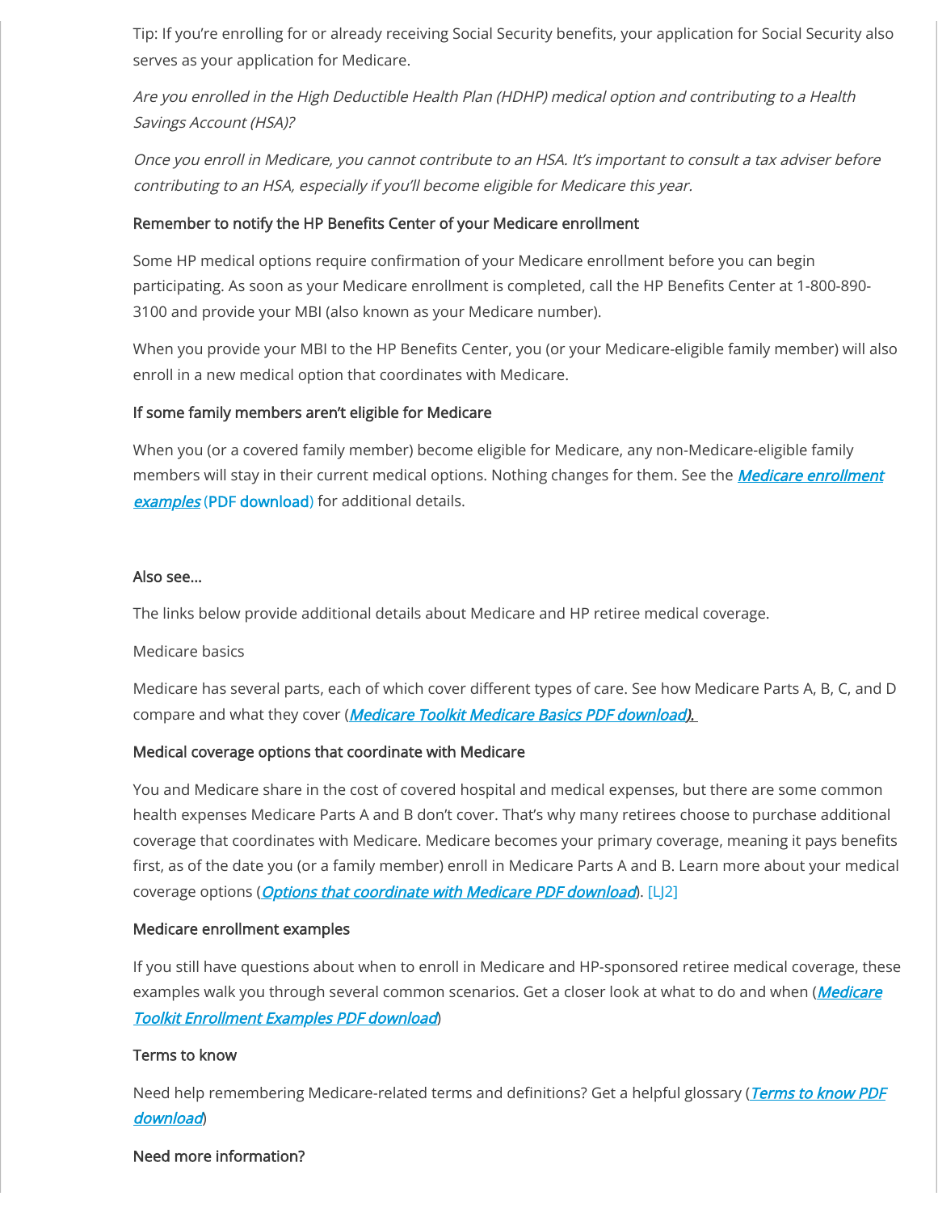Tip: If you're enrolling for or already receiving Social Security benefits, your application for Social Security also serves as your application for Medicare.

*Are you enrolled in the High Deductible Health Plan (HDHP) medical option and contributing to a Health Savings Account (HSA)?*

*Once you enroll in Medicare, you cannot contribute to an HSA. It's important to consult a tax adviser before contributing to an HSA, especially if you'll become eligible for Medicare this year.*

### Remember to notify the HP Benefits Center of your Medicare enrollment

Some HP medical options require confirmation of your Medicare enrollment before you can begin participating. As soon as your Medicare enrollment is completed, call the HP Benefits Center at 1-800-890-3100 and provide your MBI (also known as your Medicare number).

When you provide your MBI to the HP Benefits Center, you (or your Medicare-eligible family member) will also enroll in a new medical option that coordinates with Medicare.

### If some family members aren't eligible for Medicare

When you (or a covered family member) become eligible for Medicare, any non-Medicare-eligible family members will stay in their current medical options. Nothing changes for them. See the ***Medicare enrollment examples*** (PDF download) for additional details.

### Also see...

The links below provide additional details about Medicare and HP retiree medical coverage.

Medicare basics

Medicare has several parts, each of which cover different types of care. See how Medicare Parts A, B, C, and D compare and what they cover (***Medicare Toolkit Medicare Basics PDF download***).

### Medical coverage options that coordinate with Medicare

You and Medicare share in the cost of covered hospital and medical expenses, but there are some common health expenses Medicare Parts A and B don't cover. That's why many retirees choose to purchase additional coverage that coordinates with Medicare. Medicare becomes your primary coverage, meaning it pays benefits first, as of the date you (or a family member) enroll in Medicare Parts A and B. Learn more about your medical coverage options (***Options that coordinate with Medicare PDF download***). [LJ2]

### Medicare enrollment examples

If you still have questions about when to enroll in Medicare and HP-sponsored retiree medical coverage, these examples walk you through several common scenarios. Get a closer look at what to do and when (***Medicare Toolkit Enrollment Examples PDF download***)

### Terms to know

Need help remembering Medicare-related terms and definitions? Get a helpful glossary (***Terms to know PDF download***)

### Need more information?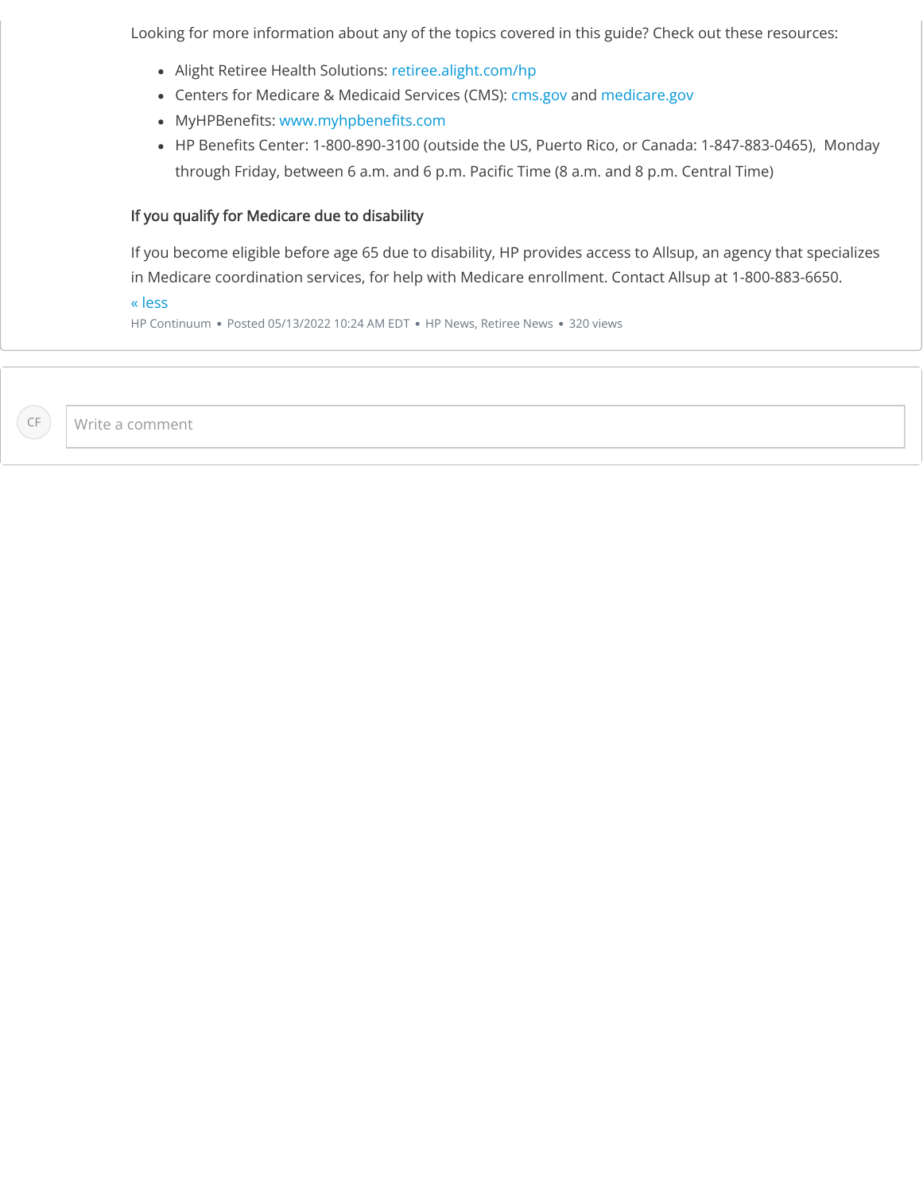Looking for more information about any of the topics covered in this guide? Check out these resources:

- Alight Retiree Health Solutions: retiree.alight.com/hp
- Centers for Medicare & Medicaid Services (CMS): cms.gov and medicare.gov
- MyHPBenefits: www.myhpbenefits.com
- HP Benefits Center: 1-800-890-3100 (outside the US, Puerto Rico, or Canada: 1-847-883-0465), Monday through Friday, between 6 a.m. and 6 p.m. Pacific Time (8 a.m. and 8 p.m. Central Time)

### If you qualify for Medicare due to disability

If you become eligible before age 65 due to disability, HP provides access to Allsup, an agency that specializes in Medicare coordination services, for help with Medicare enrollment. Contact Allsup at 1-800-883-6650.

« less

HP Continuum • Posted 05/13/2022 10:24 AM EDT • HP News, Retiree News • 320 views

CF

Write a comment